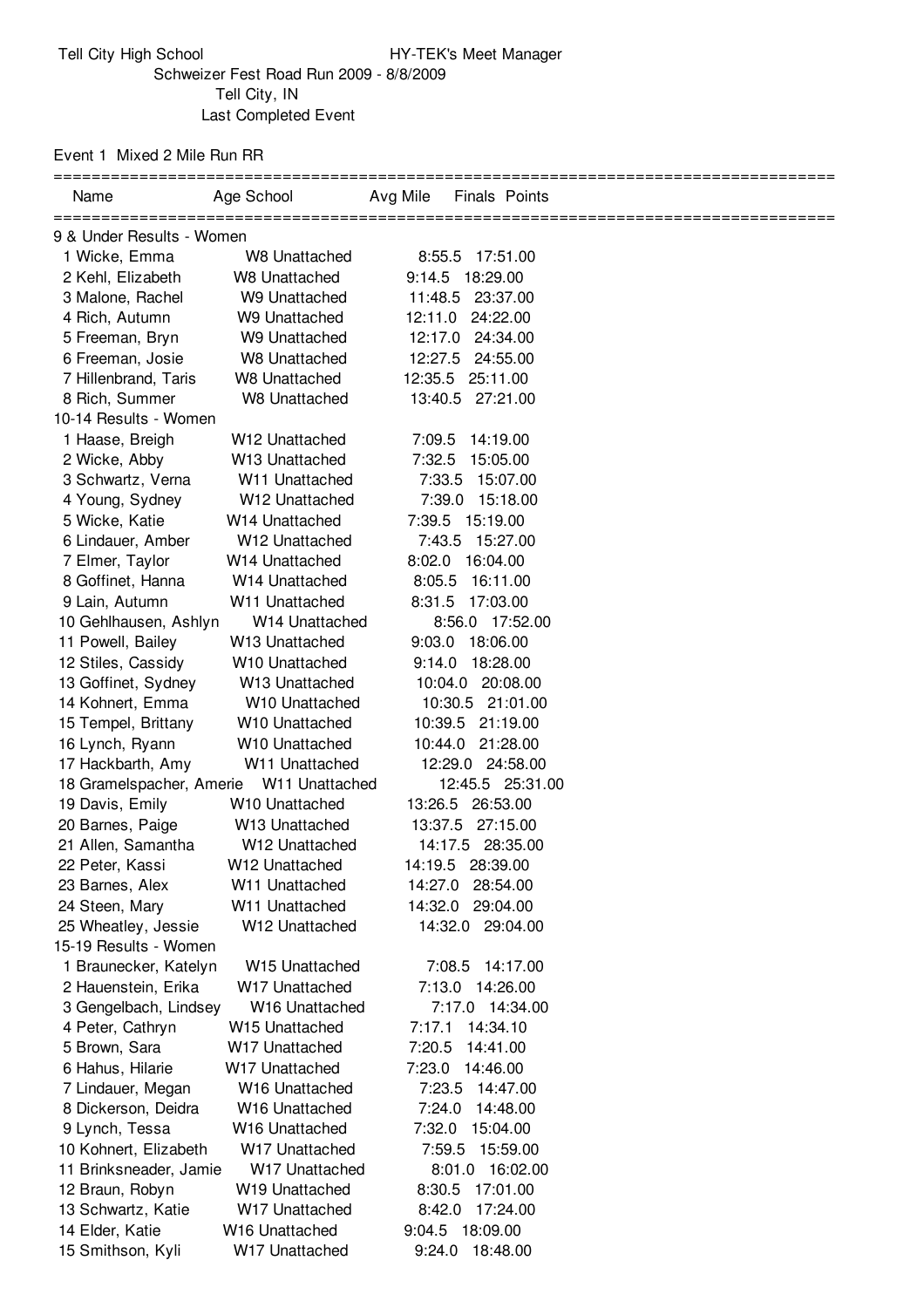Tell City High School HY-TEK's Meet Manager

Schweizer Fest Road Run 2009 - 8/8/2009

Tell City, IN

Last Completed Event

Event 1 Mixed 2 Mile Run RR

| | Name | Age | School | Avg Mile | Finals | Points |
|---|---|---|---|---|---|---|
| **9 & Under Results - Women** | | | | | | |
| 1 | Wicke, Emma | W8 | Unattached | 8:55.5 | 17:51.00 | |
| 2 | Kehl, Elizabeth | W8 | Unattached | 9:14.5 | 18:29.00 | |
| 3 | Malone, Rachel | W9 | Unattached | 11:48.5 | 23:37.00 | |
| 4 | Rich, Autumn | W9 | Unattached | 12:11.0 | 24:22.00 | |
| 5 | Freeman, Bryn | W9 | Unattached | 12:17.0 | 24:34.00 | |
| 6 | Freeman, Josie | W8 | Unattached | 12:27.5 | 24:55.00 | |
| 7 | Hillenbrand, Taris | W8 | Unattached | 12:35.5 | 25:11.00 | |
| 8 | Rich, Summer | W8 | Unattached | 13:40.5 | 27:21.00 | |
| **10-14 Results - Women** | | | | | | |
| 1 | Haase, Breigh | W12 | Unattached | 7:09.5 | 14:19.00 | |
| 2 | Wicke, Abby | W13 | Unattached | 7:32.5 | 15:05.00 | |
| 3 | Schwartz, Verna | W11 | Unattached | 7:33.5 | 15:07.00 | |
| 4 | Young, Sydney | W12 | Unattached | 7:39.0 | 15:18.00 | |
| 5 | Wicke, Katie | W14 | Unattached | 7:39.5 | 15:19.00 | |
| 6 | Lindauer, Amber | W12 | Unattached | 7:43.5 | 15:27.00 | |
| 7 | Elmer, Taylor | W14 | Unattached | 8:02.0 | 16:04.00 | |
| 8 | Goffinet, Hanna | W14 | Unattached | 8:05.5 | 16:11.00 | |
| 9 | Lain, Autumn | W11 | Unattached | 8:31.5 | 17:03.00 | |
| 10 | Gehlhausen, Ashlyn | W14 | Unattached | 8:56.0 | 17:52.00 | |
| 11 | Powell, Bailey | W13 | Unattached | 9:03.0 | 18:06.00 | |
| 12 | Stiles, Cassidy | W10 | Unattached | 9:14.0 | 18:28.00 | |
| 13 | Goffinet, Sydney | W13 | Unattached | 10:04.0 | 20:08.00 | |
| 14 | Kohnert, Emma | W10 | Unattached | 10:30.5 | 21:01.00 | |
| 15 | Tempel, Brittany | W10 | Unattached | 10:39.5 | 21:19.00 | |
| 16 | Lynch, Ryann | W10 | Unattached | 10:44.0 | 21:28.00 | |
| 17 | Hackbarth, Amy | W11 | Unattached | 12:29.0 | 24:58.00 | |
| 18 | Gramelspacher, Amerie | W11 | Unattached | 12:45.5 | 25:31.00 | |
| 19 | Davis, Emily | W10 | Unattached | 13:26.5 | 26:53.00 | |
| 20 | Barnes, Paige | W13 | Unattached | 13:37.5 | 27:15.00 | |
| 21 | Allen, Samantha | W12 | Unattached | 14:17.5 | 28:35.00 | |
| 22 | Peter, Kassi | W12 | Unattached | 14:19.5 | 28:39.00 | |
| 23 | Barnes, Alex | W11 | Unattached | 14:27.0 | 28:54.00 | |
| 24 | Steen, Mary | W11 | Unattached | 14:32.0 | 29:04.00 | |
| 25 | Wheatley, Jessie | W12 | Unattached | 14:32.0 | 29:04.00 | |
| **15-19 Results - Women** | | | | | | |
| 1 | Braunecker, Katelyn | W15 | Unattached | 7:08.5 | 14:17.00 | |
| 2 | Hauenstein, Erika | W17 | Unattached | 7:13.0 | 14:26.00 | |
| 3 | Gengelbach, Lindsey | W16 | Unattached | 7:17.0 | 14:34.00 | |
| 4 | Peter, Cathryn | W15 | Unattached | 7:17.1 | 14:34.10 | |
| 5 | Brown, Sara | W17 | Unattached | 7:20.5 | 14:41.00 | |
| 6 | Hahus, Hilarie | W17 | Unattached | 7:23.0 | 14:46.00 | |
| 7 | Lindauer, Megan | W16 | Unattached | 7:23.5 | 14:47.00 | |
| 8 | Dickerson, Deidra | W16 | Unattached | 7:24.0 | 14:48.00 | |
| 9 | Lynch, Tessa | W16 | Unattached | 7:32.0 | 15:04.00 | |
| 10 | Kohnert, Elizabeth | W17 | Unattached | 7:59.5 | 15:59.00 | |
| 11 | Brinksneader, Jamie | W17 | Unattached | 8:01.0 | 16:02.00 | |
| 12 | Braun, Robyn | W19 | Unattached | 8:30.5 | 17:01.00 | |
| 13 | Schwartz, Katie | W17 | Unattached | 8:42.0 | 17:24.00 | |
| 14 | Elder, Katie | W16 | Unattached | 9:04.5 | 18:09.00 | |
| 15 | Smithson, Kyli | W17 | Unattached | 9:24.0 | 18:48.00 | |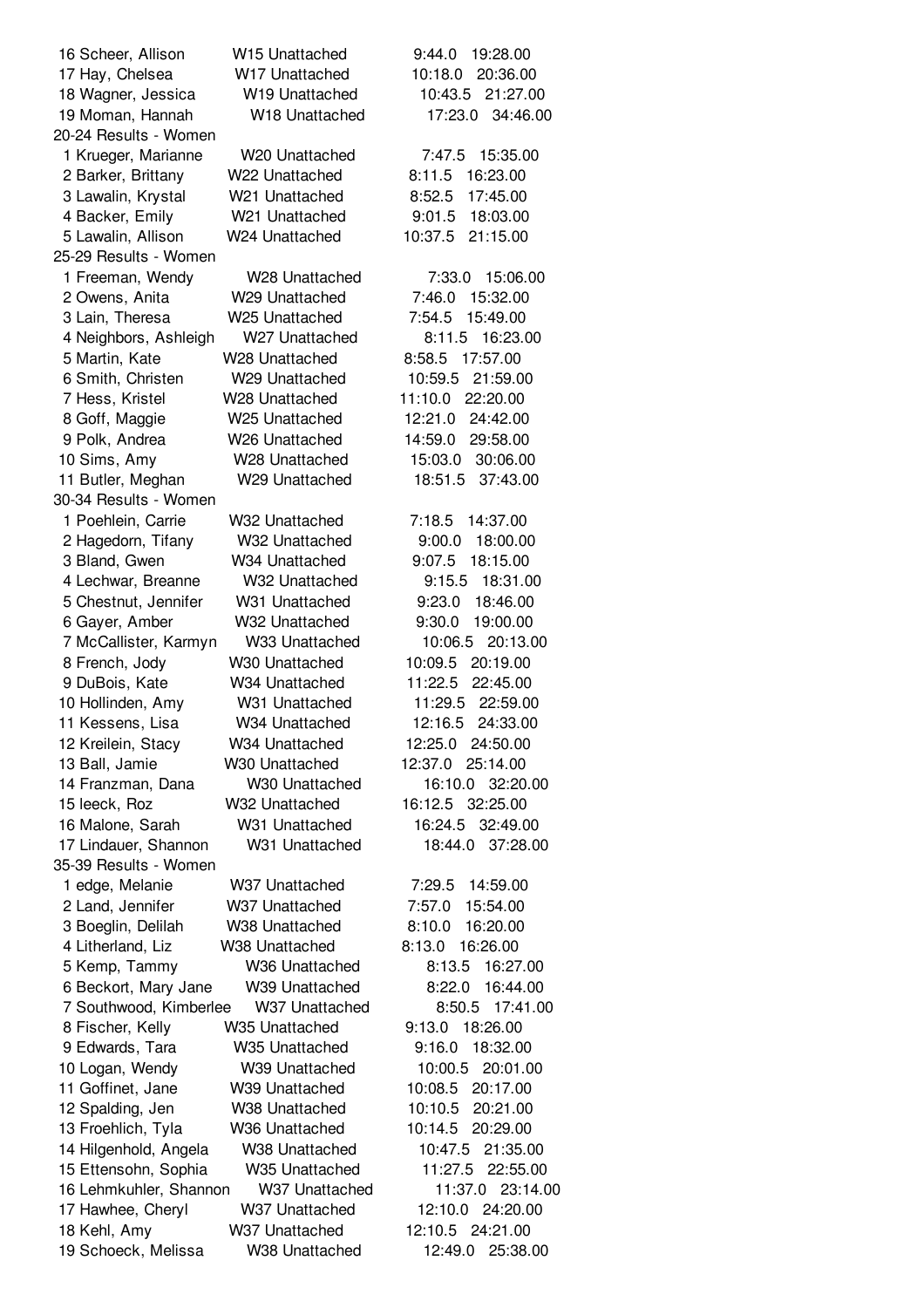16 Scheer, Allison W15 Unattached 9:44.0 19:28.00
17 Hay, Chelsea W17 Unattached 10:18.0 20:36.00
18 Wagner, Jessica W19 Unattached 10:43.5 21:27.00
19 Moman, Hannah W18 Unattached 17:23.0 34:46.00

20-24 Results - Women

1 Krueger, Marianne W20 Unattached 7:47.5 15:35.00
2 Barker, Brittany W22 Unattached 8:11.5 16:23.00
3 Lawalin, Krystal W21 Unattached 8:52.5 17:45.00
4 Backer, Emily W21 Unattached 9:01.5 18:03.00
5 Lawalin, Allison W24 Unattached 10:37.5 21:15.00

25-29 Results - Women

1 Freeman, Wendy W28 Unattached 7:33.0 15:06.00
2 Owens, Anita W29 Unattached 7:46.0 15:32.00
3 Lain, Theresa W25 Unattached 7:54.5 15:49.00
4 Neighbors, Ashleigh W27 Unattached 8:11.5 16:23.00
5 Martin, Kate W28 Unattached 8:58.5 17:57.00
6 Smith, Christen W29 Unattached 10:59.5 21:59.00
7 Hess, Kristel W28 Unattached 11:10.0 22:20.00
8 Goff, Maggie W25 Unattached 12:21.0 24:42.00
9 Polk, Andrea W26 Unattached 14:59.0 29:58.00
10 Sims, Amy W28 Unattached 15:03.0 30:06.00
11 Butler, Meghan W29 Unattached 18:51.5 37:43.00

30-34 Results - Women

1 Poehlein, Carrie W32 Unattached 7:18.5 14:37.00
2 Hagedorn, Tifany W32 Unattached 9:00.0 18:00.00
3 Bland, Gwen W34 Unattached 9:07.5 18:15.00
4 Lechwar, Breanne W32 Unattached 9:15.5 18:31.00
5 Chestnut, Jennifer W31 Unattached 9:23.0 18:46.00
6 Gayer, Amber W32 Unattached 9:30.0 19:00.00
7 McCallister, Karmyn W33 Unattached 10:06.5 20:13.00
8 French, Jody W30 Unattached 10:09.5 20:19.00
9 DuBois, Kate W34 Unattached 11:22.5 22:45.00
10 Hollinden, Amy W31 Unattached 11:29.5 22:59.00
11 Kessens, Lisa W34 Unattached 12:16.5 24:33.00
12 Kreilein, Stacy W34 Unattached 12:25.0 24:50.00
13 Ball, Jamie W30 Unattached 12:37.0 25:14.00
14 Franzman, Dana W30 Unattached 16:10.0 32:20.00
15 leeck, Roz W32 Unattached 16:12.5 32:25.00
16 Malone, Sarah W31 Unattached 16:24.5 32:49.00
17 Lindauer, Shannon W31 Unattached 18:44.0 37:28.00

35-39 Results - Women

1 edge, Melanie W37 Unattached 7:29.5 14:59.00
2 Land, Jennifer W37 Unattached 7:57.0 15:54.00
3 Boeglin, Delilah W38 Unattached 8:10.0 16:20.00
4 Litherland, Liz W38 Unattached 8:13.0 16:26.00
5 Kemp, Tammy W36 Unattached 8:13.5 16:27.00
6 Beckort, Mary Jane W39 Unattached 8:22.0 16:44.00
7 Southwood, Kimberlee W37 Unattached 8:50.5 17:41.00
8 Fischer, Kelly W35 Unattached 9:13.0 18:26.00
9 Edwards, Tara W35 Unattached 9:16.0 18:32.00
10 Logan, Wendy W39 Unattached 10:00.5 20:01.00
11 Goffinet, Jane W39 Unattached 10:08.5 20:17.00
12 Spalding, Jen W38 Unattached 10:10.5 20:21.00
13 Froehlich, Tyla W36 Unattached 10:14.5 20:29.00
14 Hilgenhold, Angela W38 Unattached 10:47.5 21:35.00
15 Ettensohn, Sophia W35 Unattached 11:27.5 22:55.00
16 Lehmkuhler, Shannon W37 Unattached 11:37.0 23:14.00
17 Hawhee, Cheryl W37 Unattached 12:10.0 24:20.00
18 Kehl, Amy W37 Unattached 12:10.5 24:21.00
19 Schoeck, Melissa W38 Unattached 12:49.0 25:38.00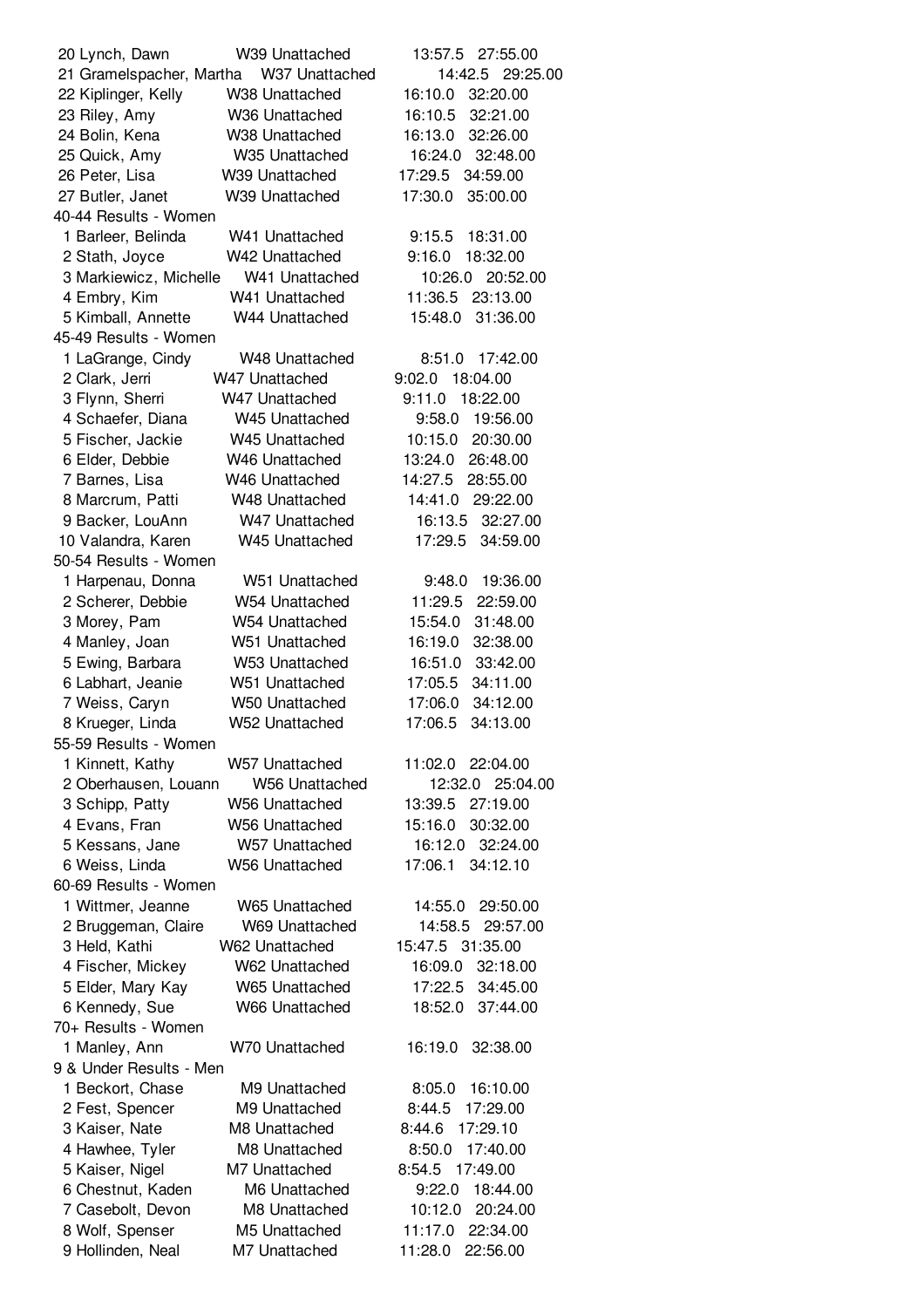20 Lynch, Dawn W39 Unattached 13:57.5 27:55.00
21 Gramelspacher, Martha W37 Unattached 14:42.5 29:25.00
22 Kiplinger, Kelly W38 Unattached 16:10.0 32:20.00
23 Riley, Amy W36 Unattached 16:10.5 32:21.00
24 Bolin, Kena W38 Unattached 16:13.0 32:26.00
25 Quick, Amy W35 Unattached 16:24.0 32:48.00
26 Peter, Lisa W39 Unattached 17:29.5 34:59.00
27 Butler, Janet W39 Unattached 17:30.0 35:00.00

40-44 Results - Women

1 Barleer, Belinda W41 Unattached 9:15.5 18:31.00
2 Stath, Joyce W42 Unattached 9:16.0 18:32.00
3 Markiewicz, Michelle W41 Unattached 10:26.0 20:52.00
4 Embry, Kim W41 Unattached 11:36.5 23:13.00
5 Kimball, Annette W44 Unattached 15:48.0 31:36.00

45-49 Results - Women

1 LaGrange, Cindy W48 Unattached 8:51.0 17:42.00
2 Clark, Jerri W47 Unattached 9:02.0 18:04.00
3 Flynn, Sherri W47 Unattached 9:11.0 18:22.00
4 Schaefer, Diana W45 Unattached 9:58.0 19:56.00
5 Fischer, Jackie W45 Unattached 10:15.0 20:30.00
6 Elder, Debbie W46 Unattached 13:24.0 26:48.00
7 Barnes, Lisa W46 Unattached 14:27.5 28:55.00
8 Marcrum, Patti W48 Unattached 14:41.0 29:22.00
9 Backer, LouAnn W47 Unattached 16:13.5 32:27.00
10 Valandra, Karen W45 Unattached 17:29.5 34:59.00

50-54 Results - Women

1 Harpenau, Donna W51 Unattached 9:48.0 19:36.00
2 Scherer, Debbie W54 Unattached 11:29.5 22:59.00
3 Morey, Pam W54 Unattached 15:54.0 31:48.00
4 Manley, Joan W51 Unattached 16:19.0 32:38.00
5 Ewing, Barbara W53 Unattached 16:51.0 33:42.00
6 Labhart, Jeanie W51 Unattached 17:05.5 34:11.00
7 Weiss, Caryn W50 Unattached 17:06.0 34:12.00
8 Krueger, Linda W52 Unattached 17:06.5 34:13.00

55-59 Results - Women

1 Kinnett, Kathy W57 Unattached 11:02.0 22:04.00
2 Oberhausen, Louann W56 Unattached 12:32.0 25:04.00
3 Schipp, Patty W56 Unattached 13:39.5 27:19.00
4 Evans, Fran W56 Unattached 15:16.0 30:32.00
5 Kessans, Jane W57 Unattached 16:12.0 32:24.00
6 Weiss, Linda W56 Unattached 17:06.1 34:12.10

60-69 Results - Women

1 Wittmer, Jeanne W65 Unattached 14:55.0 29:50.00
2 Bruggeman, Claire W69 Unattached 14:58.5 29:57.00
3 Held, Kathi W62 Unattached 15:47.5 31:35.00
4 Fischer, Mickey W62 Unattached 16:09.0 32:18.00
5 Elder, Mary Kay W65 Unattached 17:22.5 34:45.00
6 Kennedy, Sue W66 Unattached 18:52.0 37:44.00

70+ Results - Women

1 Manley, Ann W70 Unattached 16:19.0 32:38.00

9 & Under Results - Men

1 Beckort, Chase M9 Unattached 8:05.0 16:10.00
2 Fest, Spencer M9 Unattached 8:44.5 17:29.00
3 Kaiser, Nate M8 Unattached 8:44.6 17:29.10
4 Hawhee, Tyler M8 Unattached 8:50.0 17:40.00
5 Kaiser, Nigel M7 Unattached 8:54.5 17:49.00
6 Chestnut, Kaden M6 Unattached 9:22.0 18:44.00
7 Casebolt, Devon M8 Unattached 10:12.0 20:24.00
8 Wolf, Spenser M5 Unattached 11:17.0 22:34.00
9 Hollinden, Neal M7 Unattached 11:28.0 22:56.00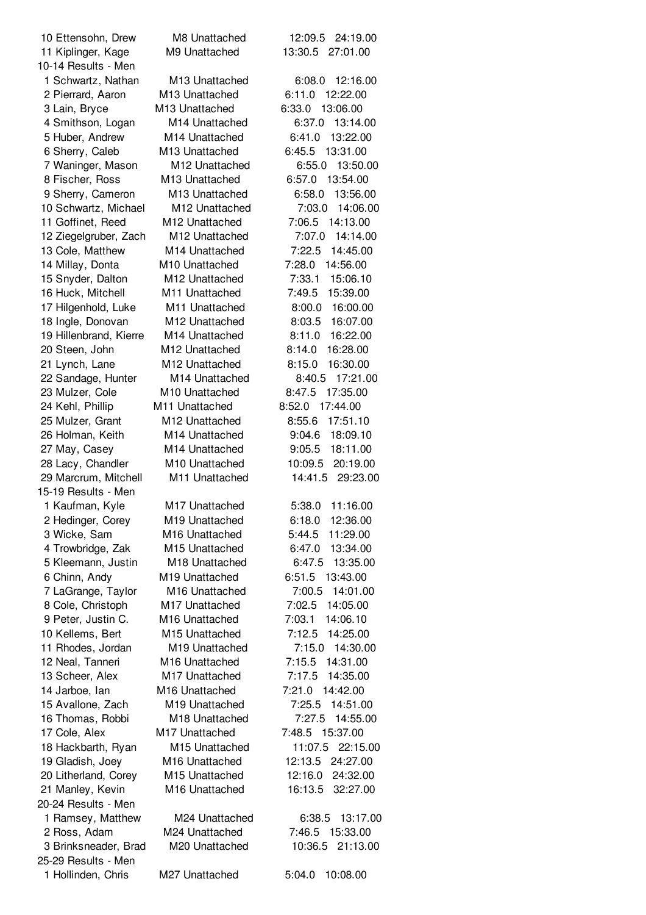10 Ettensohn, Drew M8 Unattached 12:09.5 24:19.00
11 Kiplinger, Kage M9 Unattached 13:30.5 27:01.00

10-14 Results - Men

1 Schwartz, Nathan M13 Unattached 6:08.0 12:16.00
2 Pierrard, Aaron M13 Unattached 6:11.0 12:22.00
3 Lain, Bryce M13 Unattached 6:33.0 13:06.00
4 Smithson, Logan M14 Unattached 6:37.0 13:14.00
5 Huber, Andrew M14 Unattached 6:41.0 13:22.00
6 Sherry, Caleb M13 Unattached 6:45.5 13:31.00
7 Waninger, Mason M12 Unattached 6:55.0 13:50.00
8 Fischer, Ross M13 Unattached 6:57.0 13:54.00
9 Sherry, Cameron M13 Unattached 6:58.0 13:56.00
10 Schwartz, Michael M12 Unattached 7:03.0 14:06.00
11 Goffinet, Reed M12 Unattached 7:06.5 14:13.00
12 Ziegelgruber, Zach M12 Unattached 7:07.0 14:14.00
13 Cole, Matthew M14 Unattached 7:22.5 14:45.00
14 Millay, Donta M10 Unattached 7:28.0 14:56.00
15 Snyder, Dalton M12 Unattached 7:33.1 15:06.10
16 Huck, Mitchell M11 Unattached 7:49.5 15:39.00
17 Hilgenhold, Luke M11 Unattached 8:00.0 16:00.00
18 Ingle, Donovan M12 Unattached 8:03.5 16:07.00
19 Hillenbrand, Kierre M14 Unattached 8:11.0 16:22.00
20 Steen, John M12 Unattached 8:14.0 16:28.00
21 Lynch, Lane M12 Unattached 8:15.0 16:30.00
22 Sandage, Hunter M14 Unattached 8:40.5 17:21.00
23 Mulzer, Cole M10 Unattached 8:47.5 17:35.00
24 Kehl, Phillip M11 Unattached 8:52.0 17:44.00
25 Mulzer, Grant M12 Unattached 8:55.6 17:51.10
26 Holman, Keith M14 Unattached 9:04.6 18:09.10
27 May, Casey M14 Unattached 9:05.5 18:11.00
28 Lacy, Chandler M10 Unattached 10:09.5 20:19.00
29 Marcrum, Mitchell M11 Unattached 14:41.5 29:23.00

15-19 Results - Men

1 Kaufman, Kyle M17 Unattached 5:38.0 11:16.00
2 Hedinger, Corey M19 Unattached 6:18.0 12:36.00
3 Wicke, Sam M16 Unattached 5:44.5 11:29.00
4 Trowbridge, Zak M15 Unattached 6:47.0 13:34.00
5 Kleemann, Justin M18 Unattached 6:47.5 13:35.00
6 Chinn, Andy M19 Unattached 6:51.5 13:43.00
7 LaGrange, Taylor M16 Unattached 7:00.5 14:01.00
8 Cole, Christoph M17 Unattached 7:02.5 14:05.00
9 Peter, Justin C. M16 Unattached 7:03.1 14:06.10
10 Kellems, Bert M15 Unattached 7:12.5 14:25.00
11 Rhodes, Jordan M19 Unattached 7:15.0 14:30.00
12 Neal, Tanneri M16 Unattached 7:15.5 14:31.00
13 Scheer, Alex M17 Unattached 7:17.5 14:35.00
14 Jarboe, Ian M16 Unattached 7:21.0 14:42.00
15 Avallone, Zach M19 Unattached 7:25.5 14:51.00
16 Thomas, Robbi M18 Unattached 7:27.5 14:55.00
17 Cole, Alex M17 Unattached 7:48.5 15:37.00
18 Hackbarth, Ryan M15 Unattached 11:07.5 22:15.00
19 Gladish, Joey M16 Unattached 12:13.5 24:27.00
20 Litherland, Corey M15 Unattached 12:16.0 24:32.00
21 Manley, Kevin M16 Unattached 16:13.5 32:27.00

20-24 Results - Men

1 Ramsey, Matthew M24 Unattached 6:38.5 13:17.00
2 Ross, Adam M24 Unattached 7:46.5 15:33.00
3 Brinksneader, Brad M20 Unattached 10:36.5 21:13.00

25-29 Results - Men

1 Hollinden, Chris M27 Unattached 5:04.0 10:08.00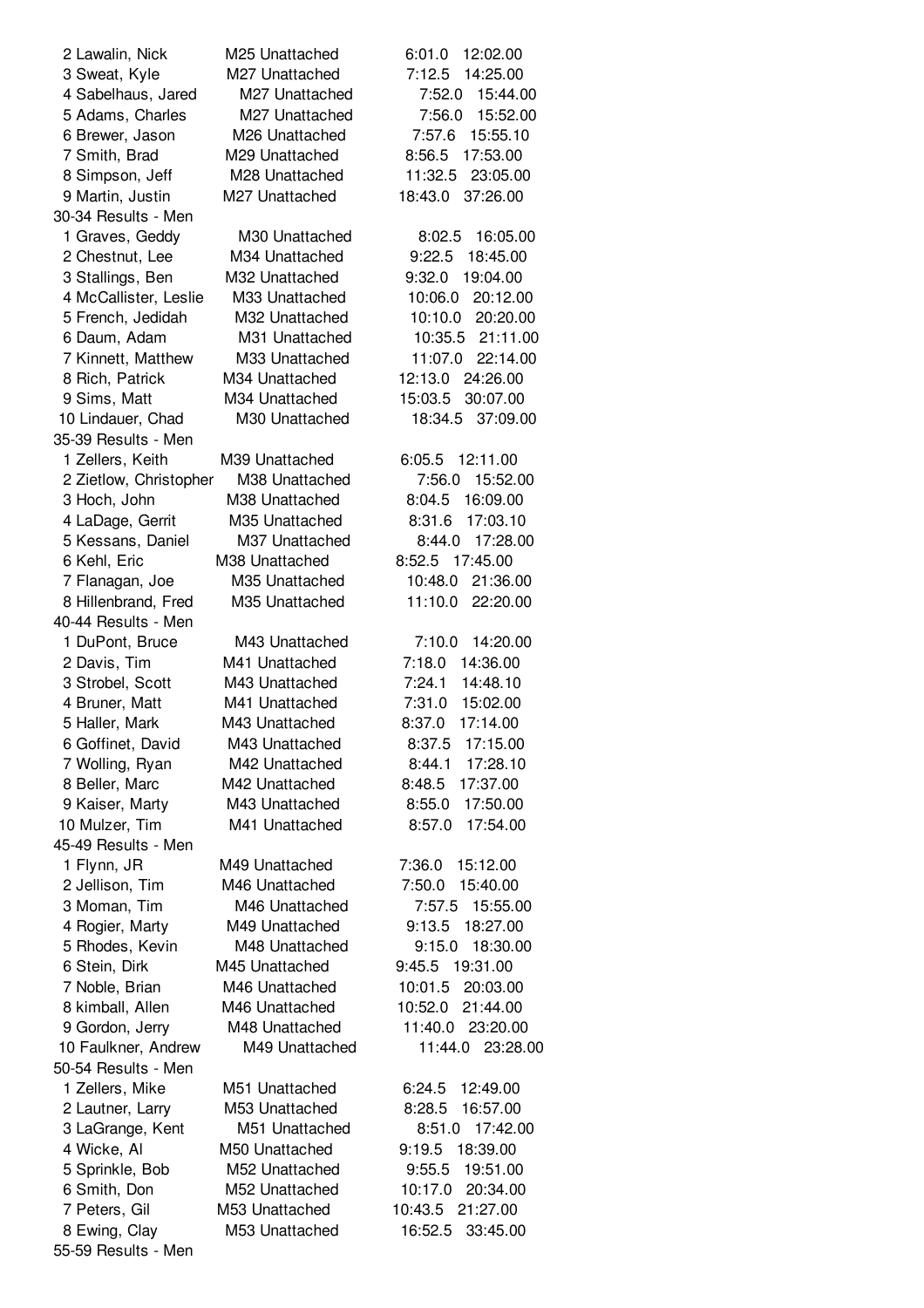| Place | Name | Age | Team | Pace | Time |
|---|---|---|---|---|---|
| 2 | Lawalin, Nick | M25 | Unattached | 6:01.0 | 12:02.00 |
| 3 | Sweat, Kyle | M27 | Unattached | 7:12.5 | 14:25.00 |
| 4 | Sabelhaus, Jared | M27 | Unattached | 7:52.0 | 15:44.00 |
| 5 | Adams, Charles | M27 | Unattached | 7:56.0 | 15:52.00 |
| 6 | Brewer, Jason | M26 | Unattached | 7:57.6 | 15:55.10 |
| 7 | Smith, Brad | M29 | Unattached | 8:56.5 | 17:53.00 |
| 8 | Simpson, Jeff | M28 | Unattached | 11:32.5 | 23:05.00 |
| 9 | Martin, Justin | M27 | Unattached | 18:43.0 | 37:26.00 |

30-34 Results - Men

| Place | Name | Age | Team | Pace | Time |
|---|---|---|---|---|---|
| 1 | Graves, Geddy | M30 | Unattached | 8:02.5 | 16:05.00 |
| 2 | Chestnut, Lee | M34 | Unattached | 9:22.5 | 18:45.00 |
| 3 | Stallings, Ben | M32 | Unattached | 9:32.0 | 19:04.00 |
| 4 | McCallister, Leslie | M33 | Unattached | 10:06.0 | 20:12.00 |
| 5 | French, Jedidah | M32 | Unattached | 10:10.0 | 20:20.00 |
| 6 | Daum, Adam | M31 | Unattached | 10:35.5 | 21:11.00 |
| 7 | Kinnett, Matthew | M33 | Unattached | 11:07.0 | 22:14.00 |
| 8 | Rich, Patrick | M34 | Unattached | 12:13.0 | 24:26.00 |
| 9 | Sims, Matt | M34 | Unattached | 15:03.5 | 30:07.00 |
| 10 | Lindauer, Chad | M30 | Unattached | 18:34.5 | 37:09.00 |

35-39 Results - Men

| Place | Name | Age | Team | Pace | Time |
|---|---|---|---|---|---|
| 1 | Zellers, Keith | M39 | Unattached | 6:05.5 | 12:11.00 |
| 2 | Zietlow, Christopher | M38 | Unattached | 7:56.0 | 15:52.00 |
| 3 | Hoch, John | M38 | Unattached | 8:04.5 | 16:09.00 |
| 4 | LaDage, Gerrit | M35 | Unattached | 8:31.6 | 17:03.10 |
| 5 | Kessans, Daniel | M37 | Unattached | 8:44.0 | 17:28.00 |
| 6 | Kehl, Eric | M38 | Unattached | 8:52.5 | 17:45.00 |
| 7 | Flanagan, Joe | M35 | Unattached | 10:48.0 | 21:36.00 |
| 8 | Hillenbrand, Fred | M35 | Unattached | 11:10.0 | 22:20.00 |

40-44 Results - Men

| Place | Name | Age | Team | Pace | Time |
|---|---|---|---|---|---|
| 1 | DuPont, Bruce | M43 | Unattached | 7:10.0 | 14:20.00 |
| 2 | Davis, Tim | M41 | Unattached | 7:18.0 | 14:36.00 |
| 3 | Strobel, Scott | M43 | Unattached | 7:24.1 | 14:48.10 |
| 4 | Bruner, Matt | M41 | Unattached | 7:31.0 | 15:02.00 |
| 5 | Haller, Mark | M43 | Unattached | 8:37.0 | 17:14.00 |
| 6 | Goffinet, David | M43 | Unattached | 8:37.5 | 17:15.00 |
| 7 | Wolling, Ryan | M42 | Unattached | 8:44.1 | 17:28.10 |
| 8 | Beller, Marc | M42 | Unattached | 8:48.5 | 17:37.00 |
| 9 | Kaiser, Marty | M43 | Unattached | 8:55.0 | 17:50.00 |
| 10 | Mulzer, Tim | M41 | Unattached | 8:57.0 | 17:54.00 |

45-49 Results - Men

| Place | Name | Age | Team | Pace | Time |
|---|---|---|---|---|---|
| 1 | Flynn, JR | M49 | Unattached | 7:36.0 | 15:12.00 |
| 2 | Jellison, Tim | M46 | Unattached | 7:50.0 | 15:40.00 |
| 3 | Moman, Tim | M46 | Unattached | 7:57.5 | 15:55.00 |
| 4 | Rogier, Marty | M49 | Unattached | 9:13.5 | 18:27.00 |
| 5 | Rhodes, Kevin | M48 | Unattached | 9:15.0 | 18:30.00 |
| 6 | Stein, Dirk | M45 | Unattached | 9:45.5 | 19:31.00 |
| 7 | Noble, Brian | M46 | Unattached | 10:01.5 | 20:03.00 |
| 8 | kimball, Allen | M46 | Unattached | 10:52.0 | 21:44.00 |
| 9 | Gordon, Jerry | M48 | Unattached | 11:40.0 | 23:20.00 |
| 10 | Faulkner, Andrew | M49 | Unattached | 11:44.0 | 23:28.00 |

50-54 Results - Men

| Place | Name | Age | Team | Pace | Time |
|---|---|---|---|---|---|
| 1 | Zellers, Mike | M51 | Unattached | 6:24.5 | 12:49.00 |
| 2 | Lautner, Larry | M53 | Unattached | 8:28.5 | 16:57.00 |
| 3 | LaGrange, Kent | M51 | Unattached | 8:51.0 | 17:42.00 |
| 4 | Wicke, Al | M50 | Unattached | 9:19.5 | 18:39.00 |
| 5 | Sprinkle, Bob | M52 | Unattached | 9:55.5 | 19:51.00 |
| 6 | Smith, Don | M52 | Unattached | 10:17.0 | 20:34.00 |
| 7 | Peters, Gil | M53 | Unattached | 10:43.5 | 21:27.00 |
| 8 | Ewing, Clay | M53 | Unattached | 16:52.5 | 33:45.00 |

55-59 Results - Men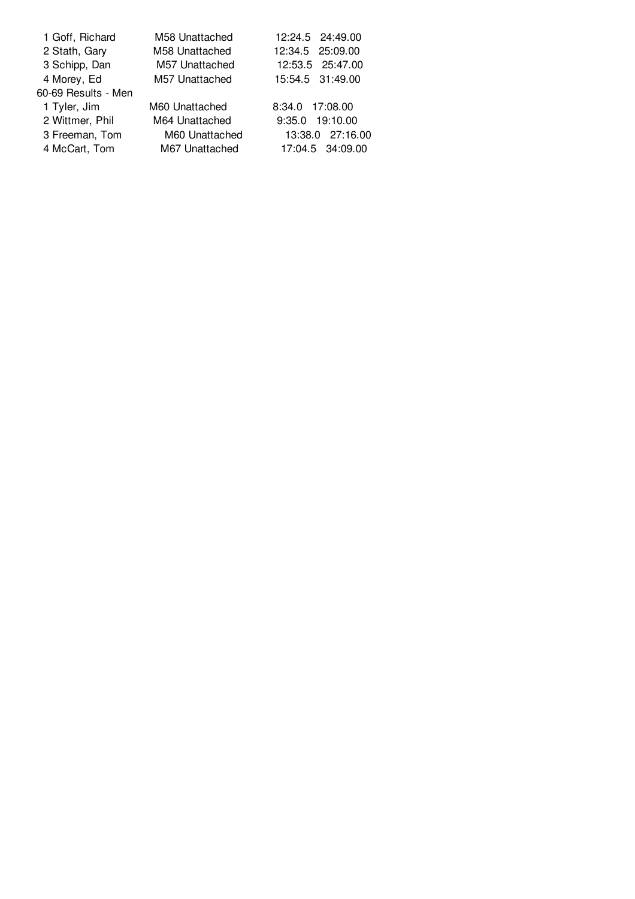| | | | | |
|---|---|---|---|---|
| 1 | Goff, Richard | M58 Unattached | 12:24.5 | 24:49.00 |
| 2 | Stath, Gary | M58 Unattached | 12:34.5 | 25:09.00 |
| 3 | Schipp, Dan | M57 Unattached | 12:53.5 | 25:47.00 |
| 4 | Morey, Ed | M57 Unattached | 15:54.5 | 31:49.00 |

60-69 Results - Men

| | | | | |
|---|---|---|---|---|
| 1 | Tyler, Jim | M60 Unattached | 8:34.0 | 17:08.00 |
| 2 | Wittmer, Phil | M64 Unattached | 9:35.0 | 19:10.00 |
| 3 | Freeman, Tom | M60 Unattached | 13:38.0 | 27:16.00 |
| 4 | McCart, Tom | M67 Unattached | 17:04.5 | 34:09.00 |